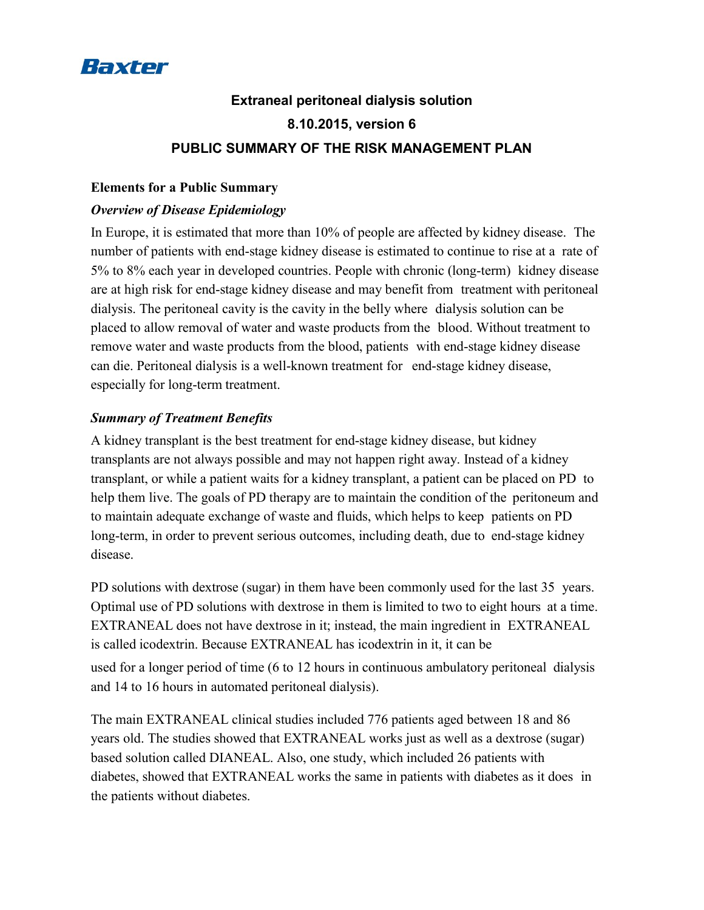Baxter

# Extraneal peritoneal dialysis solution

## 8.10.2015, version 6

## PUBLIC SUMMARY OF THE RISK MANAGEMENT PLAN

### Elements for a Public Summary

#### *Overview of Disease Epidemiology*

In Europe, it is estimated that more than 10% of people are affected by kidney disease. The number of patients with end-stage kidney disease is estimated to continue to rise at a rate of 5% to 8% each year in developed countries. People with chronic (long-term) kidney disease are at high risk for end-stage kidney disease and may benefit from treatment with peritoneal dialysis. The peritoneal cavity is the cavity in the belly where dialysis solution can be placed to allow removal of water and waste products from the blood. Without treatment to remove water and waste products from the blood, patients with end-stage kidney disease can die. Peritoneal dialysis is a well-known treatment for end-stage kidney disease, especially for long-term treatment.

#### *Summary of Treatment Benefits*

A kidney transplant is the best treatment for end-stage kidney disease, but kidney transplants are not always possible and may not happen right away. Instead of a kidney transplant, or while a patient waits for a kidney transplant, a patient can be placed on PD to help them live. The goals of PD therapy are to maintain the condition of the peritoneum and to maintain adequate exchange of waste and fluids, which helps to keep patients on PD long-term, in order to prevent serious outcomes, including death, due to end-stage kidney disease.

PD solutions with dextrose (sugar) in them have been commonly used for the last 35 years. Optimal use of PD solutions with dextrose in them is limited to two to eight hours at a time. EXTRANEAL does not have dextrose in it; instead, the main ingredient in EXTRANEAL is called icodextrin. Because EXTRANEAL has icodextrin in it, it can be used for a longer period of time (6 to 12 hours in continuous ambulatory peritoneal dialysis and 14 to 16 hours in automated peritoneal dialysis).

The main EXTRANEAL clinical studies included 776 patients aged between 18 and 86 years old. The studies showed that EXTRANEAL works just as well as a dextrose (sugar) based solution called DIANEAL. Also, one study, which included 26 patients with diabetes, showed that EXTRANEAL works the same in patients with diabetes as it does in the patients without diabetes.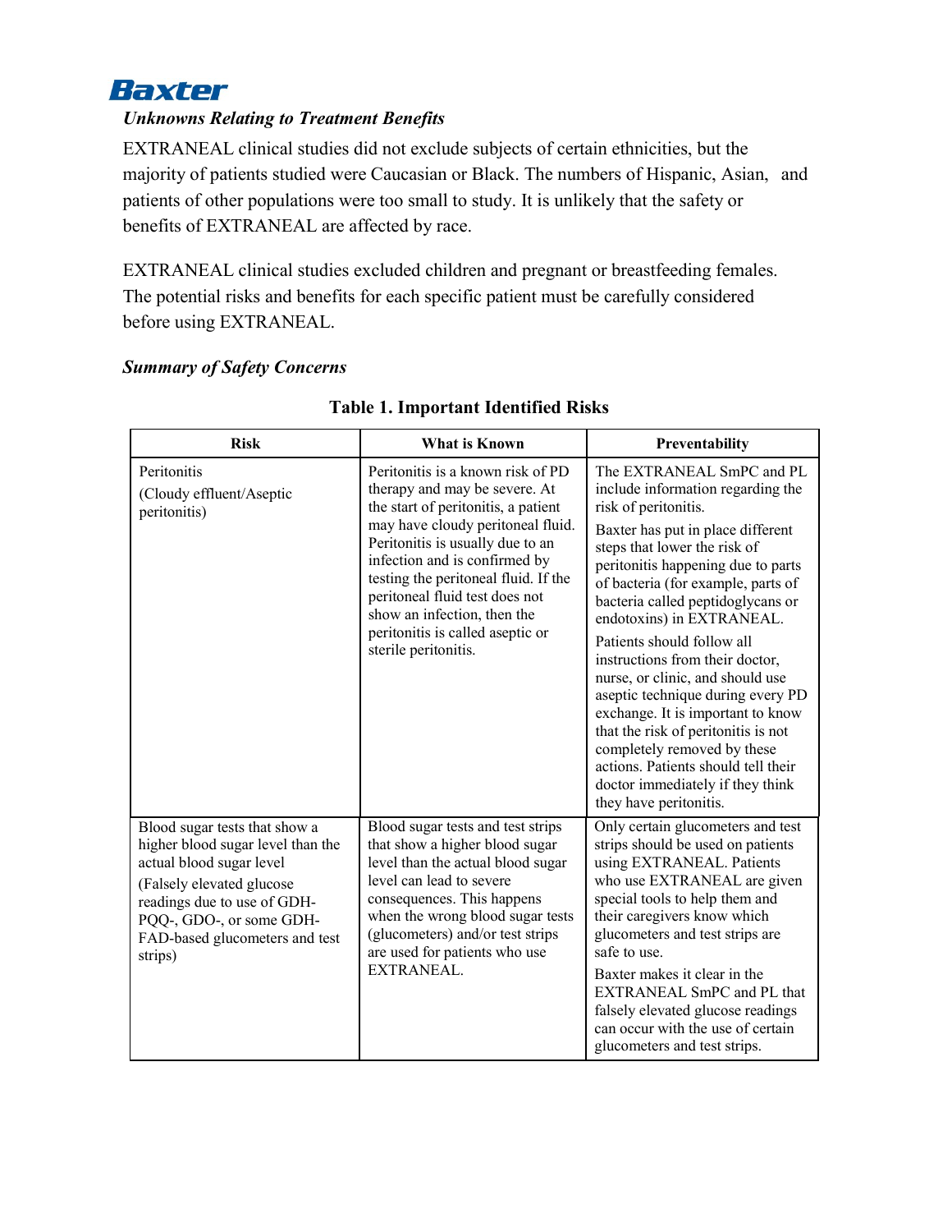***Unknowns Relating to Treatment Benefits***

EXTRANEAL clinical studies did not exclude subjects of certain ethnicities, but the majority of patients studied were Caucasian or Black. The numbers of Hispanic, Asian, and patients of other populations were too small to study. It is unlikely that the safety or benefits of EXTRANEAL are affected by race.

EXTRANEAL clinical studies excluded children and pregnant or breastfeeding females. The potential risks and benefits for each specific patient must be carefully considered before using EXTRANEAL.

***Summary of Safety Concerns***

**Table 1. Important Identified Risks**

| Risk | What is Known | Preventability |
|---|---|---|
| Peritonitis<br>(Cloudy effluent/Aseptic peritonitis) | Peritonitis is a known risk of PD therapy and may be severe. At the start of peritonitis, a patient may have cloudy peritoneal fluid. Peritonitis is usually due to an infection and is confirmed by testing the peritoneal fluid. If the peritoneal fluid test does not show an infection, then the peritonitis is called aseptic or sterile peritonitis. | The EXTRANEAL SmPC and PL include information regarding the risk of peritonitis.<br>Baxter has put in place different steps that lower the risk of peritonitis happening due to parts of bacteria (for example, parts of bacteria called peptidoglycans or endotoxins) in EXTRANEAL.<br>Patients should follow all instructions from their doctor, nurse, or clinic, and should use aseptic technique during every PD exchange. It is important to know that the risk of peritonitis is not completely removed by these actions. Patients should tell their doctor immediately if they think they have peritonitis. |
| Blood sugar tests that show a higher blood sugar level than the actual blood sugar level<br>(Falsely elevated glucose readings due to use of GDH-PQQ-, GDO-, or some GDH-FAD-based glucometers and test strips) | Blood sugar tests and test strips that show a higher blood sugar level than the actual blood sugar level can lead to severe consequences. This happens when the wrong blood sugar tests (glucometers) and/or test strips are used for patients who use EXTRANEAL. | Only certain glucometers and test strips should be used on patients using EXTRANEAL. Patients who use EXTRANEAL are given special tools to help them and their caregivers know which glucometers and test strips are safe to use.<br>Baxter makes it clear in the EXTRANEAL SmPC and PL that falsely elevated glucose readings can occur with the use of certain glucometers and test strips. |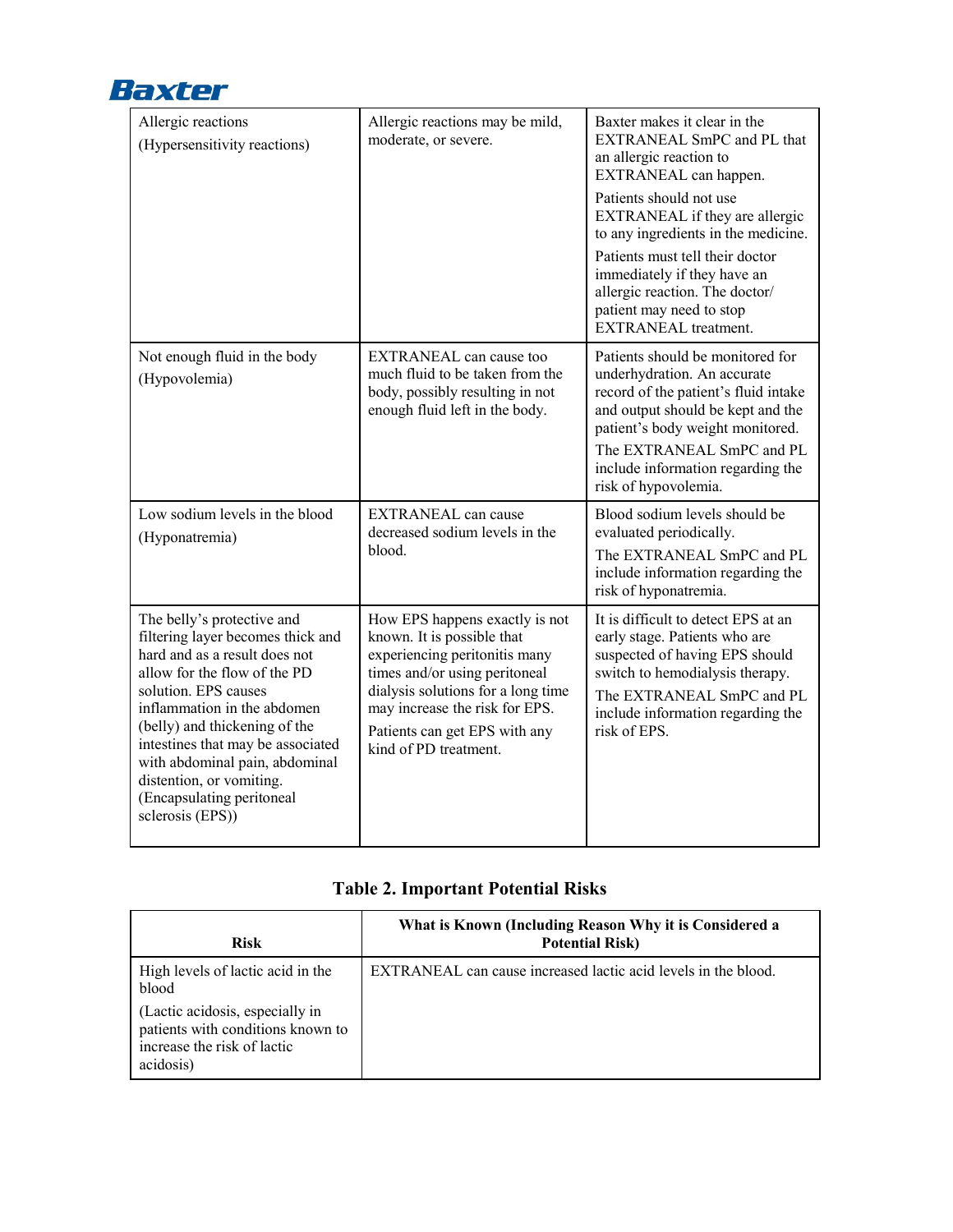| Allergic reactions<br>(Hypersensitivity reactions) | Allergic reactions may be mild, moderate, or severe. | Baxter makes it clear in the EXTRANEAL SmPC and PL that an allergic reaction to EXTRANEAL can happen.<br>Patients should not use EXTRANEAL if they are allergic to any ingredients in the medicine.<br>Patients must tell their doctor immediately if they have an allergic reaction. The doctor/ patient may need to stop EXTRANEAL treatment. |
|---|---|---|
| Not enough fluid in the body<br>(Hypovolemia) | EXTRANEAL can cause too much fluid to be taken from the body, possibly resulting in not enough fluid left in the body. | Patients should be monitored for underhydration. An accurate record of the patient's fluid intake and output should be kept and the patient's body weight monitored.<br>The EXTRANEAL SmPC and PL include information regarding the risk of hypovolemia. |
| Low sodium levels in the blood<br>(Hyponatremia) | EXTRANEAL can cause decreased sodium levels in the blood. | Blood sodium levels should be evaluated periodically.<br>The EXTRANEAL SmPC and PL include information regarding the risk of hyponatremia. |
| The belly's protective and filtering layer becomes thick and hard and as a result does not allow for the flow of the PD solution. EPS causes inflammation in the abdomen (belly) and thickening of the intestines that may be associated with abdominal pain, abdominal distention, or vomiting. (Encapsulating peritoneal sclerosis (EPS)) | How EPS happens exactly is not known. It is possible that experiencing peritonitis many times and/or using peritoneal dialysis solutions for a long time may increase the risk for EPS.<br>Patients can get EPS with any kind of PD treatment. | It is difficult to detect EPS at an early stage. Patients who are suspected of having EPS should switch to hemodialysis therapy.<br>The EXTRANEAL SmPC and PL include information regarding the risk of EPS. |

**Table 2. Important Potential Risks**

| Risk | What is Known (Including Reason Why it is Considered a Potential Risk) |
|---|---|
| High levels of lactic acid in the blood<br>(Lactic acidosis, especially in patients with conditions known to increase the risk of lactic acidosis) | EXTRANEAL can cause increased lactic acid levels in the blood. |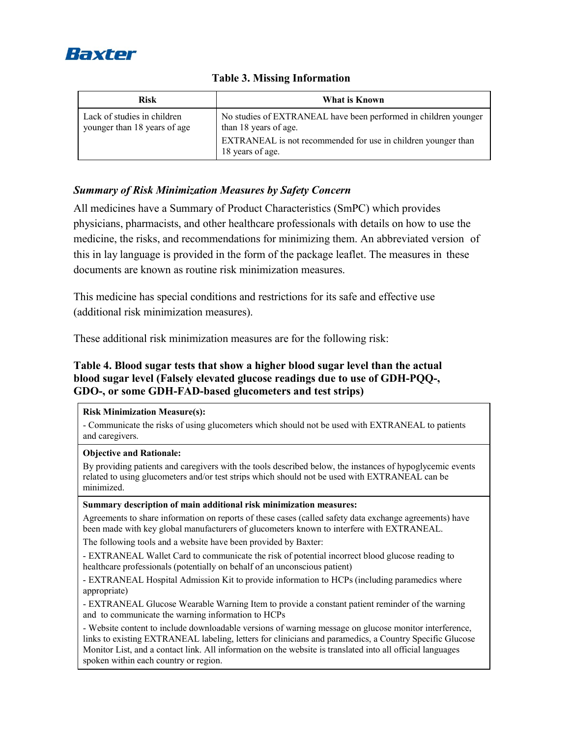**Table 3. Missing Information**

| Risk | What is Known |
| --- | --- |
| Lack of studies in children younger than 18 years of age | No studies of EXTRANEAL have been performed in children younger than 18 years of age.<br>EXTRANEAL is not recommended for use in children younger than 18 years of age. |

***Summary of Risk Minimization Measures by Safety Concern***

All medicines have a Summary of Product Characteristics (SmPC) which provides physicians, pharmacists, and other healthcare professionals with details on how to use the medicine, the risks, and recommendations for minimizing them. An abbreviated version of this in lay language is provided in the form of the package leaflet. The measures in these documents are known as routine risk minimization measures.

This medicine has special conditions and restrictions for its safe and effective use (additional risk minimization measures).

These additional risk minimization measures are for the following risk:

**Table 4. Blood sugar tests that show a higher blood sugar level than the actual blood sugar level (Falsely elevated glucose readings due to use of GDH-PQQ-, GDO-, or some GDH-FAD-based glucometers and test strips)**

| **Risk Minimization Measure(s):**<br>- Communicate the risks of using glucometers which should not be used with EXTRANEAL to patients and caregivers. |
| --- |
| **Objective and Rationale:**<br>By providing patients and caregivers with the tools described below, the instances of hypoglycemic events related to using glucometers and/or test strips which should not be used with EXTRANEAL can be minimized. |
| **Summary description of main additional risk minimization measures:**<br>Agreements to share information on reports of these cases (called safety data exchange agreements) have been made with key global manufacturers of glucometers known to interfere with EXTRANEAL.<br>The following tools and a website have been provided by Baxter:<br>- EXTRANEAL Wallet Card to communicate the risk of potential incorrect blood glucose reading to healthcare professionals (potentially on behalf of an unconscious patient)<br>- EXTRANEAL Hospital Admission Kit to provide information to HCPs (including paramedics where appropriate)<br>- EXTRANEAL Glucose Wearable Warning Item to provide a constant patient reminder of the warning and to communicate the warning information to HCPs<br>- Website content to include downloadable versions of warning message on glucose monitor interference, links to existing EXTRANEAL labeling, letters for clinicians and paramedics, a Country Specific Glucose Monitor List, and a contact link. All information on the website is translated into all official languages spoken within each country or region. |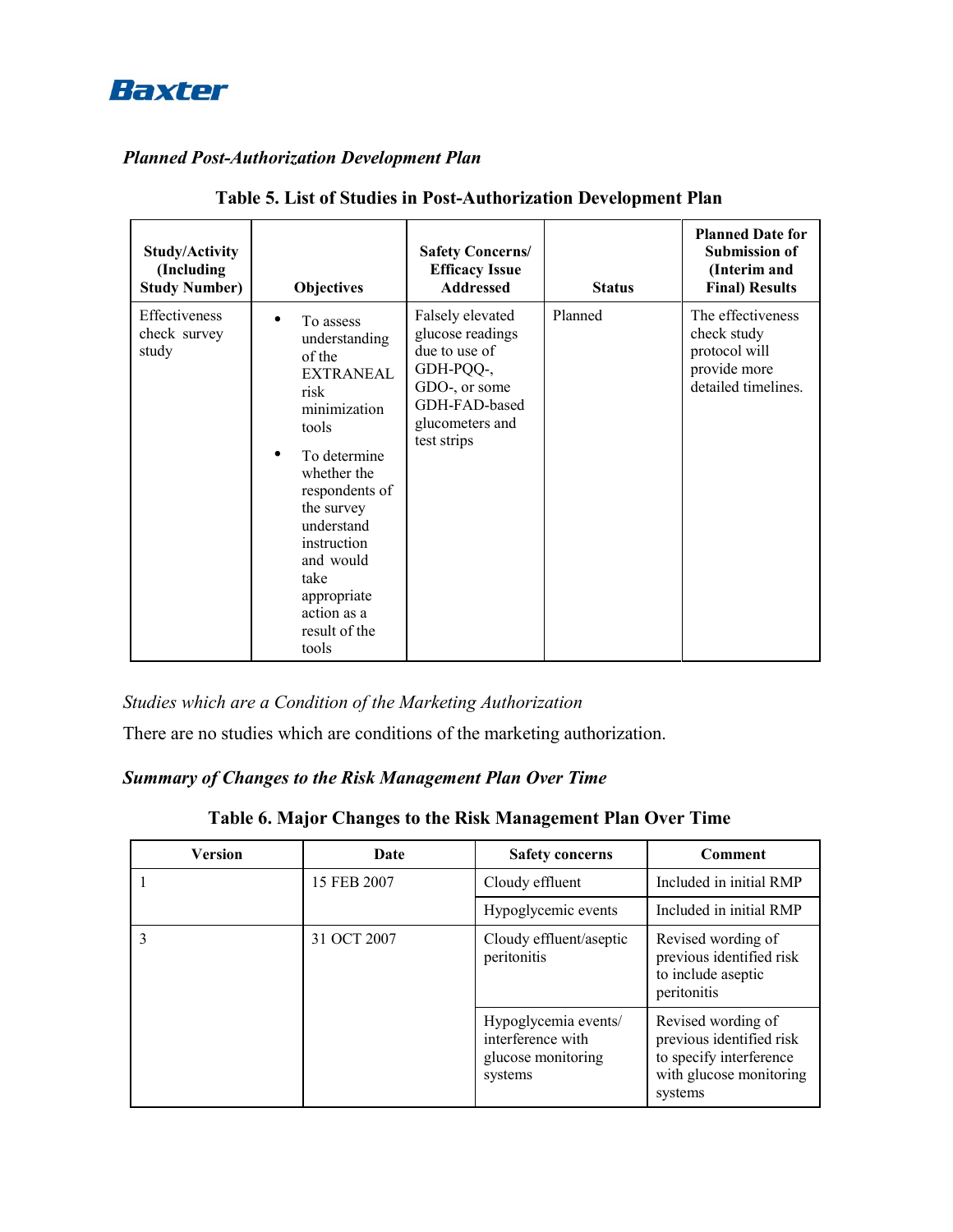### *Planned Post-Authorization Development Plan*

**Table 5. List of Studies in Post-Authorization Development Plan**

| Study/Activity (Including Study Number) | Objectives | Safety Concerns/ Efficacy Issue Addressed | Status | Planned Date for Submission of (Interim and Final) Results |
|---|---|---|---|---|
| Effectiveness check survey study | • To assess understanding of the EXTRANEAL risk minimization tools<br>• To determine whether the respondents of the survey understand instruction and would take appropriate action as a result of the tools | Falsely elevated glucose readings due to use of GDH-PQQ-, GDO-, or some GDH-FAD-based glucometers and test strips | Planned | The effectiveness check study protocol will provide more detailed timelines. |

*Studies which are a Condition of the Marketing Authorization*

There are no studies which are conditions of the marketing authorization.

### *Summary of Changes to the Risk Management Plan Over Time*

**Table 6. Major Changes to the Risk Management Plan Over Time**

| Version | Date | Safety concerns | Comment |
|---|---|---|---|
| 1 | 15 FEB 2007 | Cloudy effluent | Included in initial RMP |
| | | Hypoglycemic events | Included in initial RMP |
| 3 | 31 OCT 2007 | Cloudy effluent/aseptic peritonitis | Revised wording of previous identified risk to include aseptic peritonitis |
| | | Hypoglycemia events/ interference with glucose monitoring systems | Revised wording of previous identified risk to specify interference with glucose monitoring systems |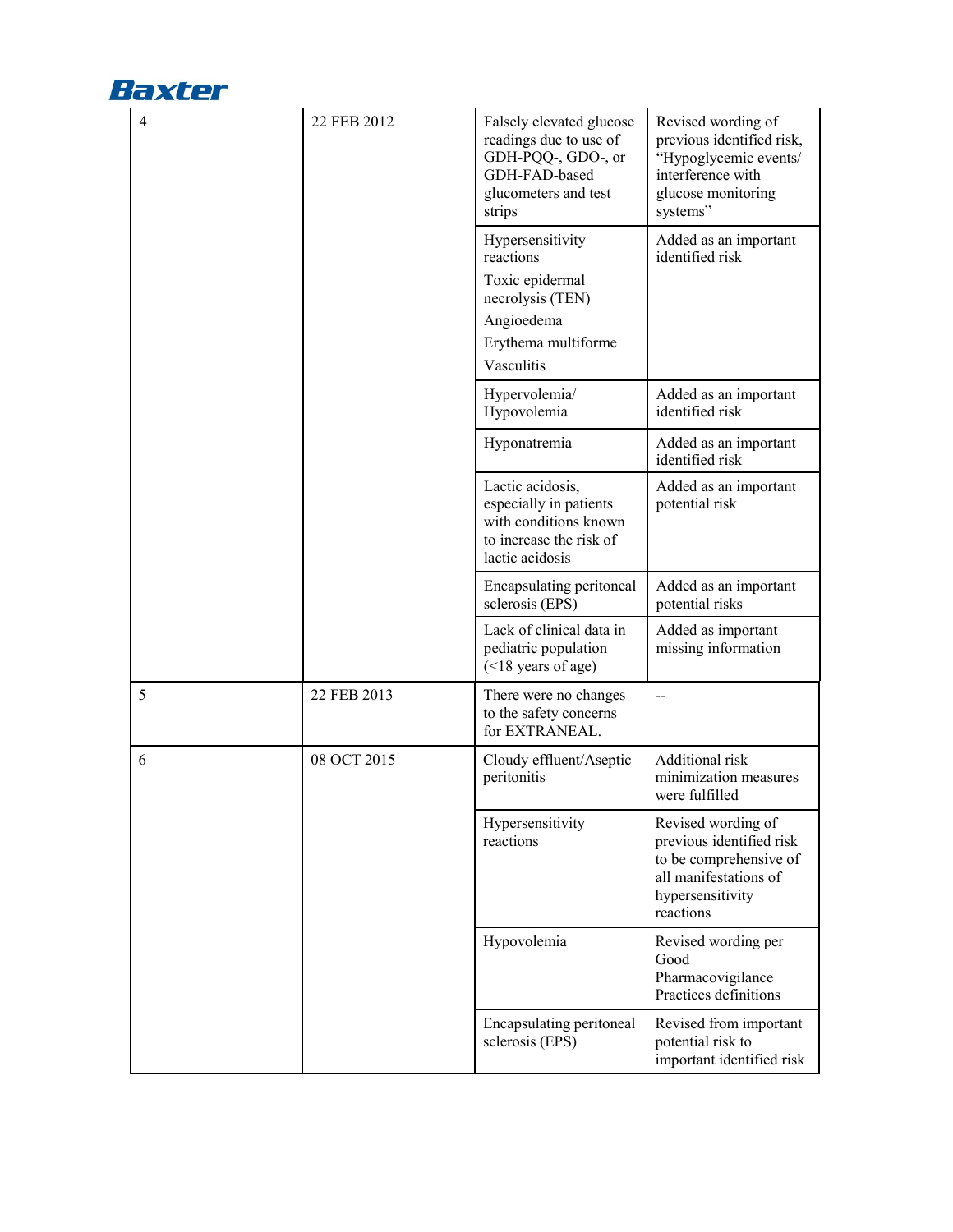| | | | |
|---|---|---|---|
| 4 | 22 FEB 2012 | Falsely elevated glucose readings due to use of GDH-PQQ-, GDO-, or GDH-FAD-based glucometers and test strips | Revised wording of previous identified risk, "Hypoglycemic events/ interference with glucose monitoring systems" |
| | | Hypersensitivity reactions<br>Toxic epidermal necrolysis (TEN)<br>Angioedema<br>Erythema multiforme<br>Vasculitis | Added as an important identified risk |
| | | Hypervolemia/ Hypovolemia | Added as an important identified risk |
| | | Hyponatremia | Added as an important identified risk |
| | | Lactic acidosis, especially in patients with conditions known to increase the risk of lactic acidosis | Added as an important potential risk |
| | | Encapsulating peritoneal sclerosis (EPS) | Added as an important potential risks |
| | | Lack of clinical data in pediatric population (<18 years of age) | Added as important missing information |
| 5 | 22 FEB 2013 | There were no changes to the safety concerns for EXTRANEAL. | -- |
| 6 | 08 OCT 2015 | Cloudy effluent/Aseptic peritonitis | Additional risk minimization measures were fulfilled |
| | | Hypersensitivity reactions | Revised wording of previous identified risk to be comprehensive of all manifestations of hypersensitivity reactions |
| | | Hypovolemia | Revised wording per Good Pharmacovigilance Practices definitions |
| | | Encapsulating peritoneal sclerosis (EPS) | Revised from important potential risk to important identified risk |